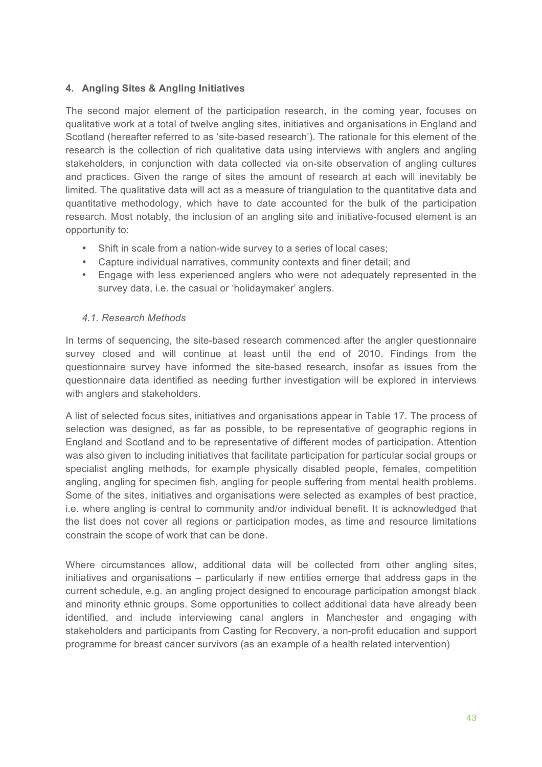## 4. Angling Sites & Angling Initiatives

The second major element of the participation research, in the coming year, focuses on qualitative work at a total of twelve angling sites, initiatives and organisations in England and Scotland (hereafter referred to as 'site-based research'). The rationale for this element of the research is the collection of rich qualitative data using interviews with anglers and angling stakeholders, in conjunction with data collected via on-site observation of angling cultures and practices. Given the range of sites the amount of research at each will inevitably be limited. The qualitative data will act as a measure of triangulation to the quantitative data and quantitative methodology, which have to date accounted for the bulk of the participation research. Most notably, the inclusion of an angling site and initiative-focused element is an opportunity to:

- Shift in scale from a nation-wide survey to a series of local cases;
- Capture individual narratives, community contexts and finer detail; and
- Engage with less experienced anglers who were not adequately represented in the survey data, i.e. the casual or 'holidaymaker' anglers.

### *4.1. Research Methods*

In terms of sequencing, the site-based research commenced after the angler questionnaire survey closed and will continue at least until the end of 2010. Findings from the questionnaire survey have informed the site-based research, insofar as issues from the questionnaire data identified as needing further investigation will be explored in interviews with anglers and stakeholders.

A list of selected focus sites, initiatives and organisations appear in Table 17. The process of selection was designed, as far as possible, to be representative of geographic regions in England and Scotland and to be representative of different modes of participation. Attention was also given to including initiatives that facilitate participation for particular social groups or specialist angling methods, for example physically disabled people, females, competition angling, angling for specimen fish, angling for people suffering from mental health problems. Some of the sites, initiatives and organisations were selected as examples of best practice, i.e. where angling is central to community and/or individual benefit. It is acknowledged that the list does not cover all regions or participation modes, as time and resource limitations constrain the scope of work that can be done.

Where circumstances allow, additional data will be collected from other angling sites, initiatives and organisations – particularly if new entities emerge that address gaps in the current schedule, e.g. an angling project designed to encourage participation amongst black and minority ethnic groups. Some opportunities to collect additional data have already been identified, and include interviewing canal anglers in Manchester and engaging with stakeholders and participants from Casting for Recovery, a non-profit education and support programme for breast cancer survivors (as an example of a health related intervention)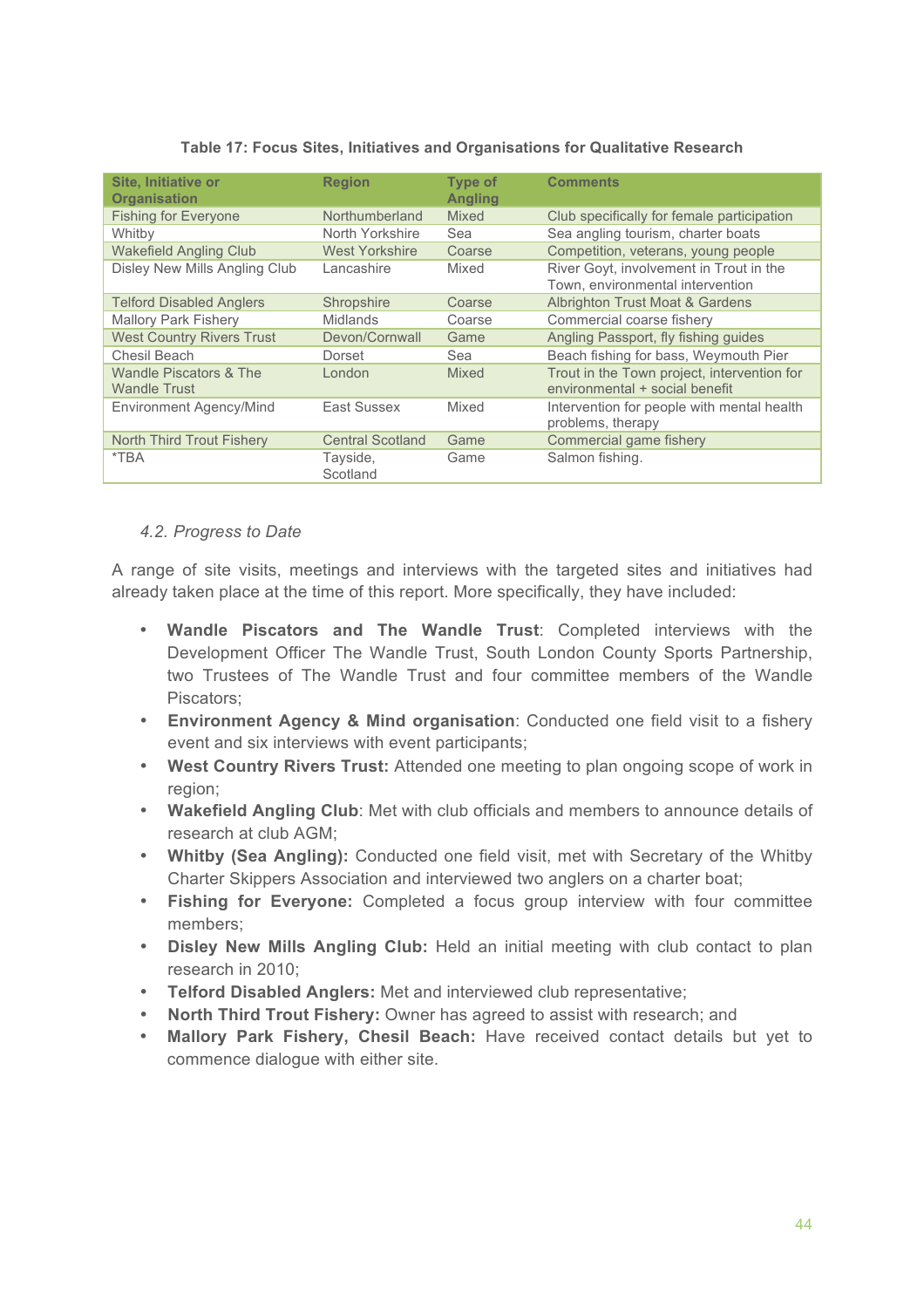**Table 17: Focus Sites, Initiatives and Organisations for Qualitative Research**

| Site, Initiative or Organisation | Region | Type of Angling | Comments |
|---|---|---|---|
| Fishing for Everyone | Northumberland | Mixed | Club specifically for female participation |
| Whitby | North Yorkshire | Sea | Sea angling tourism, charter boats |
| Wakefield Angling Club | West Yorkshire | Coarse | Competition, veterans, young people |
| Disley New Mills Angling Club | Lancashire | Mixed | River Goyt, involvement in Trout in the Town, environmental intervention |
| Telford Disabled Anglers | Shropshire | Coarse | Albrighton Trust Moat & Gardens |
| Mallory Park Fishery | Midlands | Coarse | Commercial coarse fishery |
| West Country Rivers Trust | Devon/Cornwall | Game | Angling Passport, fly fishing guides |
| Chesil Beach | Dorset | Sea | Beach fishing for bass, Weymouth Pier |
| Wandle Piscators & The Wandle Trust | London | Mixed | Trout in the Town project, intervention for environmental + social benefit |
| Environment Agency/Mind | East Sussex | Mixed | Intervention for people with mental health problems, therapy |
| North Third Trout Fishery | Central Scotland | Game | Commercial game fishery |
| *TBA | Tayside, Scotland | Game | Salmon fishing. |

### *4.2. Progress to Date*

A range of site visits, meetings and interviews with the targeted sites and initiatives had already taken place at the time of this report. More specifically, they have included:

- **Wandle Piscators and The Wandle Trust**: Completed interviews with the Development Officer The Wandle Trust, South London County Sports Partnership, two Trustees of The Wandle Trust and four committee members of the Wandle Piscators;
- **Environment Agency & Mind organisation**: Conducted one field visit to a fishery event and six interviews with event participants;
- **West Country Rivers Trust:** Attended one meeting to plan ongoing scope of work in region;
- **Wakefield Angling Club**: Met with club officials and members to announce details of research at club AGM;
- **Whitby (Sea Angling):** Conducted one field visit, met with Secretary of the Whitby Charter Skippers Association and interviewed two anglers on a charter boat;
- **Fishing for Everyone:** Completed a focus group interview with four committee members;
- **Disley New Mills Angling Club:** Held an initial meeting with club contact to plan research in 2010;
- **Telford Disabled Anglers:** Met and interviewed club representative;
- **North Third Trout Fishery:** Owner has agreed to assist with research; and
- **Mallory Park Fishery, Chesil Beach:** Have received contact details but yet to commence dialogue with either site.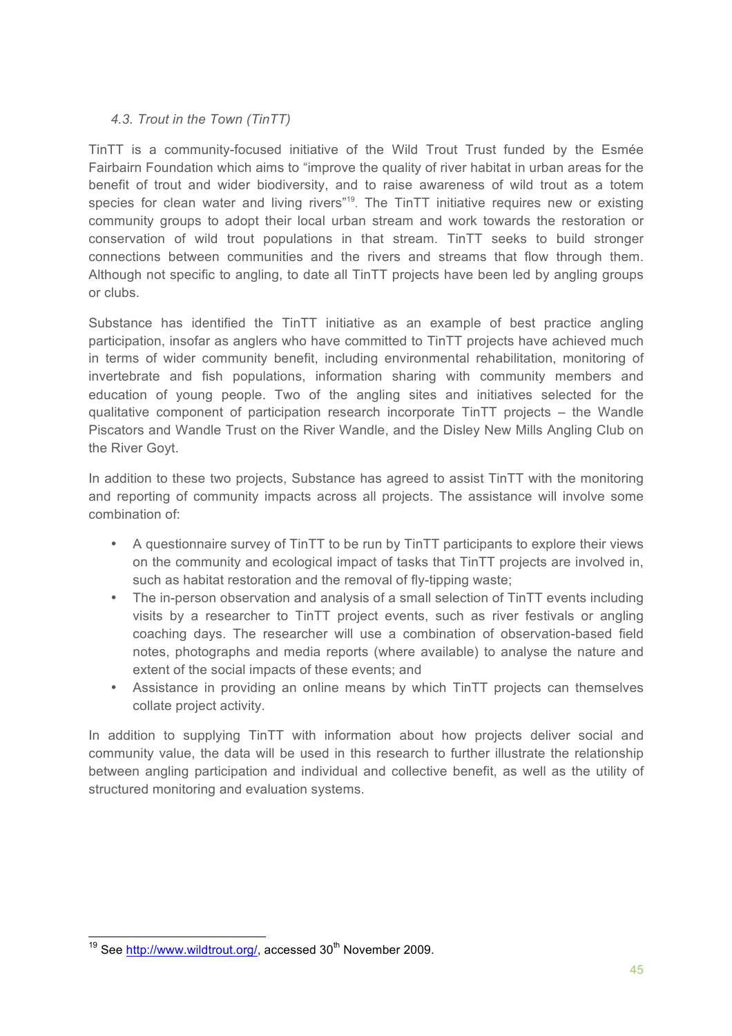### *4.3. Trout in the Town (TinTT)*

TinTT is a community-focused initiative of the Wild Trout Trust funded by the Esmée Fairbairn Foundation which aims to "improve the quality of river habitat in urban areas for the benefit of trout and wider biodiversity, and to raise awareness of wild trout as a totem species for clean water and living rivers"[19]. The TinTT initiative requires new or existing community groups to adopt their local urban stream and work towards the restoration or conservation of wild trout populations in that stream. TinTT seeks to build stronger connections between communities and the rivers and streams that flow through them. Although not specific to angling, to date all TinTT projects have been led by angling groups or clubs.

Substance has identified the TinTT initiative as an example of best practice angling participation, insofar as anglers who have committed to TinTT projects have achieved much in terms of wider community benefit, including environmental rehabilitation, monitoring of invertebrate and fish populations, information sharing with community members and education of young people. Two of the angling sites and initiatives selected for the qualitative component of participation research incorporate TinTT projects – the Wandle Piscators and Wandle Trust on the River Wandle, and the Disley New Mills Angling Club on the River Goyt.

In addition to these two projects, Substance has agreed to assist TinTT with the monitoring and reporting of community impacts across all projects. The assistance will involve some combination of:

- A questionnaire survey of TinTT to be run by TinTT participants to explore their views on the community and ecological impact of tasks that TinTT projects are involved in, such as habitat restoration and the removal of fly-tipping waste;
- The in-person observation and analysis of a small selection of TinTT events including visits by a researcher to TinTT project events, such as river festivals or angling coaching days. The researcher will use a combination of observation-based field notes, photographs and media reports (where available) to analyse the nature and extent of the social impacts of these events; and
- Assistance in providing an online means by which TinTT projects can themselves collate project activity.

In addition to supplying TinTT with information about how projects deliver social and community value, the data will be used in this research to further illustrate the relationship between angling participation and individual and collective benefit, as well as the utility of structured monitoring and evaluation systems.

---

[19] See http://www.wildtrout.org/, accessed 30th November 2009.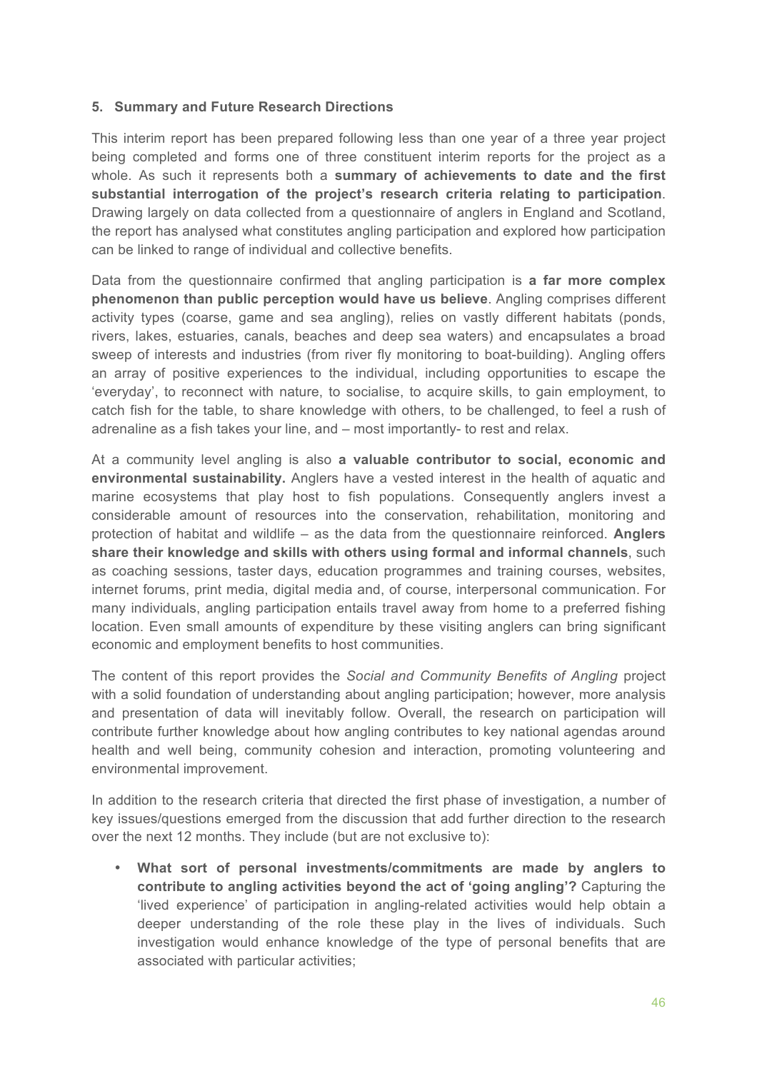## 5. Summary and Future Research Directions

This interim report has been prepared following less than one year of a three year project being completed and forms one of three constituent interim reports for the project as a whole. As such it represents both a **summary of achievements to date and the first substantial interrogation of the project's research criteria relating to participation**. Drawing largely on data collected from a questionnaire of anglers in England and Scotland, the report has analysed what constitutes angling participation and explored how participation can be linked to range of individual and collective benefits.

Data from the questionnaire confirmed that angling participation is **a far more complex phenomenon than public perception would have us believe**. Angling comprises different activity types (coarse, game and sea angling), relies on vastly different habitats (ponds, rivers, lakes, estuaries, canals, beaches and deep sea waters) and encapsulates a broad sweep of interests and industries (from river fly monitoring to boat-building). Angling offers an array of positive experiences to the individual, including opportunities to escape the 'everyday', to reconnect with nature, to socialise, to acquire skills, to gain employment, to catch fish for the table, to share knowledge with others, to be challenged, to feel a rush of adrenaline as a fish takes your line, and – most importantly- to rest and relax.

At a community level angling is also **a valuable contributor to social, economic and environmental sustainability.** Anglers have a vested interest in the health of aquatic and marine ecosystems that play host to fish populations. Consequently anglers invest a considerable amount of resources into the conservation, rehabilitation, monitoring and protection of habitat and wildlife – as the data from the questionnaire reinforced. **Anglers share their knowledge and skills with others using formal and informal channels**, such as coaching sessions, taster days, education programmes and training courses, websites, internet forums, print media, digital media and, of course, interpersonal communication. For many individuals, angling participation entails travel away from home to a preferred fishing location. Even small amounts of expenditure by these visiting anglers can bring significant economic and employment benefits to host communities.

The content of this report provides the *Social and Community Benefits of Angling* project with a solid foundation of understanding about angling participation; however, more analysis and presentation of data will inevitably follow. Overall, the research on participation will contribute further knowledge about how angling contributes to key national agendas around health and well being, community cohesion and interaction, promoting volunteering and environmental improvement.

In addition to the research criteria that directed the first phase of investigation, a number of key issues/questions emerged from the discussion that add further direction to the research over the next 12 months. They include (but are not exclusive to):

- **What sort of personal investments/commitments are made by anglers to contribute to angling activities beyond the act of 'going angling'?** Capturing the 'lived experience' of participation in angling-related activities would help obtain a deeper understanding of the role these play in the lives of individuals. Such investigation would enhance knowledge of the type of personal benefits that are associated with particular activities;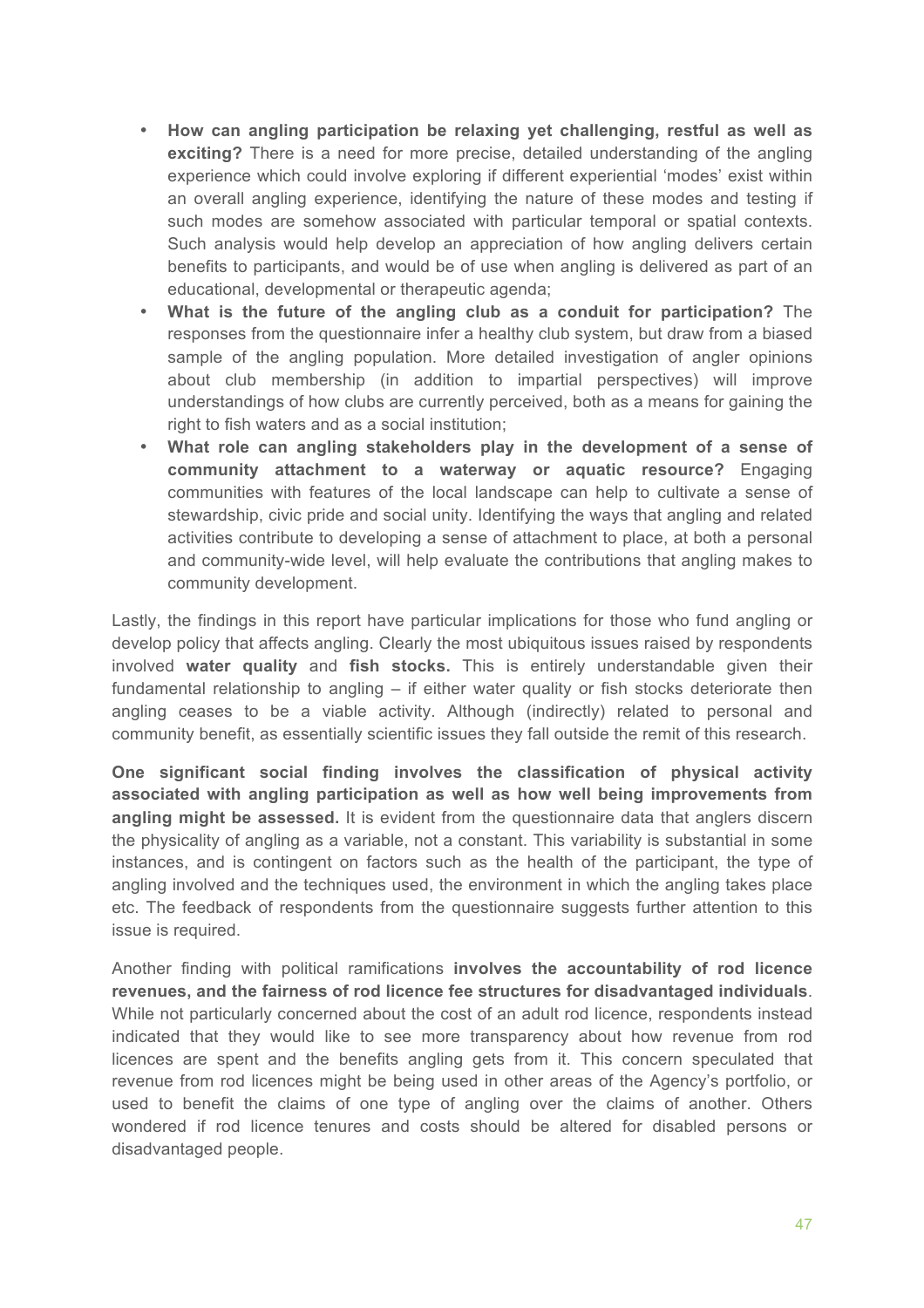- **How can angling participation be relaxing yet challenging, restful as well as exciting?** There is a need for more precise, detailed understanding of the angling experience which could involve exploring if different experiential 'modes' exist within an overall angling experience, identifying the nature of these modes and testing if such modes are somehow associated with particular temporal or spatial contexts. Such analysis would help develop an appreciation of how angling delivers certain benefits to participants, and would be of use when angling is delivered as part of an educational, developmental or therapeutic agenda;
- **What is the future of the angling club as a conduit for participation?** The responses from the questionnaire infer a healthy club system, but draw from a biased sample of the angling population. More detailed investigation of angler opinions about club membership (in addition to impartial perspectives) will improve understandings of how clubs are currently perceived, both as a means for gaining the right to fish waters and as a social institution;
- **What role can angling stakeholders play in the development of a sense of community attachment to a waterway or aquatic resource?** Engaging communities with features of the local landscape can help to cultivate a sense of stewardship, civic pride and social unity. Identifying the ways that angling and related activities contribute to developing a sense of attachment to place, at both a personal and community-wide level, will help evaluate the contributions that angling makes to community development.

Lastly, the findings in this report have particular implications for those who fund angling or develop policy that affects angling. Clearly the most ubiquitous issues raised by respondents involved **water quality** and **fish stocks.** This is entirely understandable given their fundamental relationship to angling – if either water quality or fish stocks deteriorate then angling ceases to be a viable activity. Although (indirectly) related to personal and community benefit, as essentially scientific issues they fall outside the remit of this research.

**One significant social finding involves the classification of physical activity associated with angling participation as well as how well being improvements from angling might be assessed.** It is evident from the questionnaire data that anglers discern the physicality of angling as a variable, not a constant. This variability is substantial in some instances, and is contingent on factors such as the health of the participant, the type of angling involved and the techniques used, the environment in which the angling takes place etc. The feedback of respondents from the questionnaire suggests further attention to this issue is required.

Another finding with political ramifications **involves the accountability of rod licence revenues, and the fairness of rod licence fee structures for disadvantaged individuals**. While not particularly concerned about the cost of an adult rod licence, respondents instead indicated that they would like to see more transparency about how revenue from rod licences are spent and the benefits angling gets from it. This concern speculated that revenue from rod licences might be being used in other areas of the Agency's portfolio, or used to benefit the claims of one type of angling over the claims of another. Others wondered if rod licence tenures and costs should be altered for disabled persons or disadvantaged people.